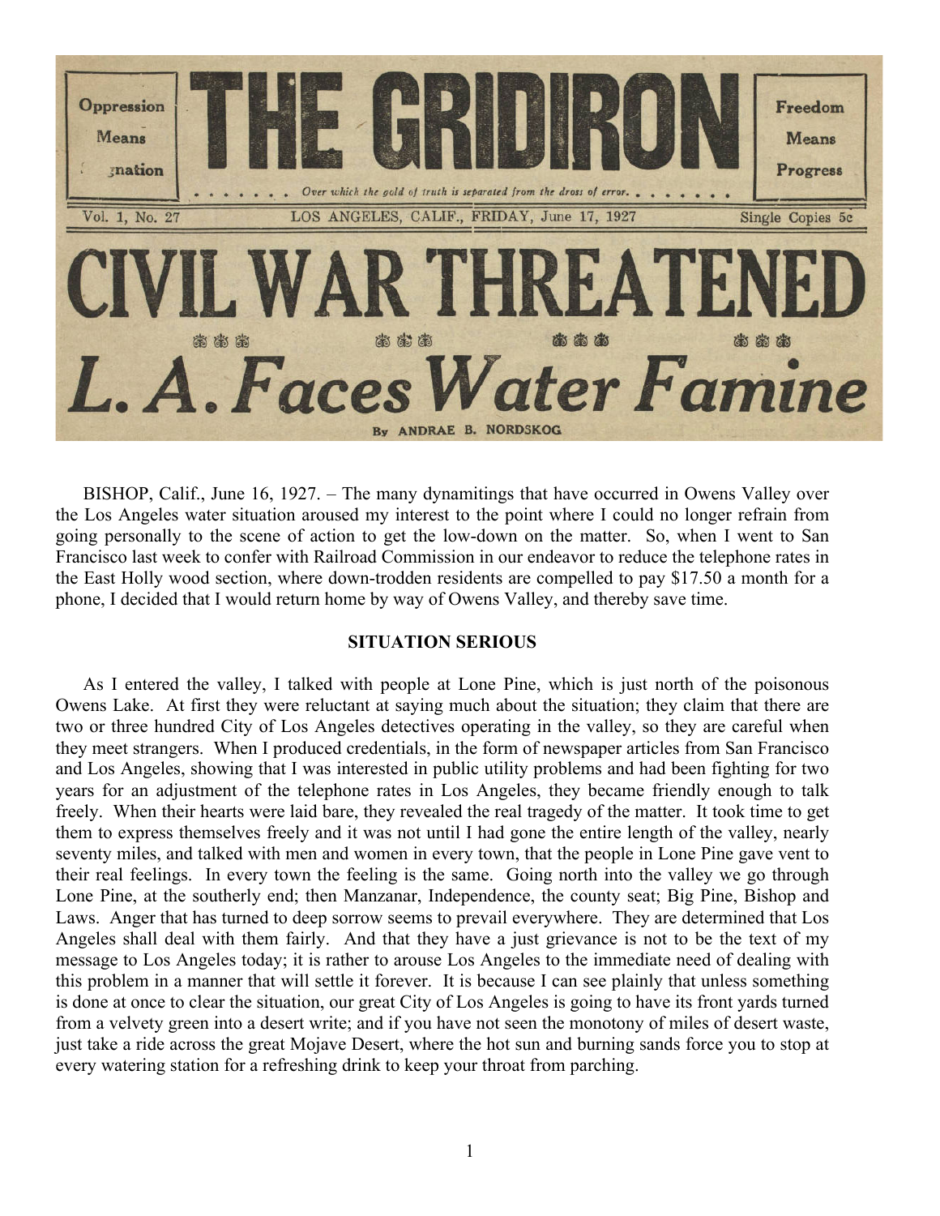# THE GRIDIRON

Oppression Means ...gnation

Freedom Means Progress

*Over which the gold of truth is separated from the dross of error.*

Vol. 1, No. 27 LOS ANGELES, CALIF., FRIDAY, June 17, 1927 Single Copies 5c

# CIVIL WAR THREATENED

## *L. A. Faces Water Famine*

By ANDRAE B. NORDSKOG

BISHOP, Calif., June 16, 1927. – The many dynamitings that have occurred in Owens Valley over the Los Angeles water situation aroused my interest to the point where I could no longer refrain from going personally to the scene of action to get the low-down on the matter. So, when I went to San Francisco last week to confer with Railroad Commission in our endeavor to reduce the telephone rates in the East Holly wood section, where down-trodden residents are compelled to pay $17.50 a month for a phone, I decided that I would return home by way of Owens Valley, and thereby save time.

**SITUATION SERIOUS**

As I entered the valley, I talked with people at Lone Pine, which is just north of the poisonous Owens Lake. At first they were reluctant at saying much about the situation; they claim that there are two or three hundred City of Los Angeles detectives operating in the valley, so they are careful when they meet strangers. When I produced credentials, in the form of newspaper articles from San Francisco and Los Angeles, showing that I was interested in public utility problems and had been fighting for two years for an adjustment of the telephone rates in Los Angeles, they became friendly enough to talk freely. When their hearts were laid bare, they revealed the real tragedy of the matter. It took time to get them to express themselves freely and it was not until I had gone the entire length of the valley, nearly seventy miles, and talked with men and women in every town, that the people in Lone Pine gave vent to their real feelings. In every town the feeling is the same. Going north into the valley we go through Lone Pine, at the southerly end; then Manzanar, Independence, the county seat; Big Pine, Bishop and Laws. Anger that has turned to deep sorrow seems to prevail everywhere. They are determined that Los Angeles shall deal with them fairly. And that they have a just grievance is not to be the text of my message to Los Angeles today; it is rather to arouse Los Angeles to the immediate need of dealing with this problem in a manner that will settle it forever. It is because I can see plainly that unless something is done at once to clear the situation, our great City of Los Angeles is going to have its front yards turned from a velvety green into a desert write; and if you have not seen the monotony of miles of desert waste, just take a ride across the great Mojave Desert, where the hot sun and burning sands force you to stop at every watering station for a refreshing drink to keep your throat from parching.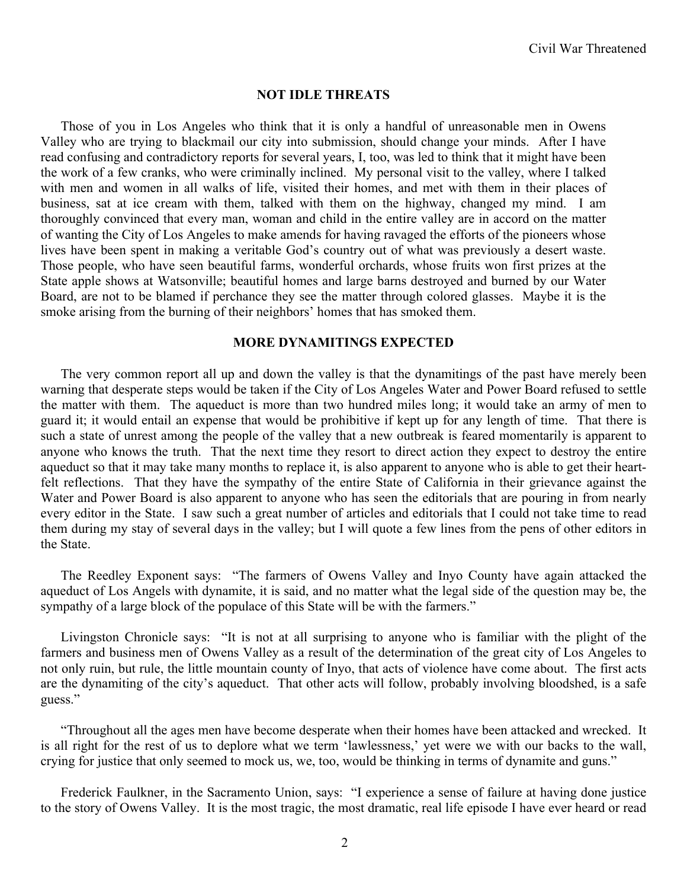## NOT IDLE THREATS

Those of you in Los Angeles who think that it is only a handful of unreasonable men in Owens Valley who are trying to blackmail our city into submission, should change your minds. After I have read confusing and contradictory reports for several years, I, too, was led to think that it might have been the work of a few cranks, who were criminally inclined. My personal visit to the valley, where I talked with men and women in all walks of life, visited their homes, and met with them in their places of business, sat at ice cream with them, talked with them on the highway, changed my mind. I am thoroughly convinced that every man, woman and child in the entire valley are in accord on the matter of wanting the City of Los Angeles to make amends for having ravaged the efforts of the pioneers whose lives have been spent in making a veritable God's country out of what was previously a desert waste. Those people, who have seen beautiful farms, wonderful orchards, whose fruits won first prizes at the State apple shows at Watsonville; beautiful homes and large barns destroyed and burned by our Water Board, are not to be blamed if perchance they see the matter through colored glasses. Maybe it is the smoke arising from the burning of their neighbors' homes that has smoked them.

## MORE DYNAMITINGS EXPECTED

The very common report all up and down the valley is that the dynamitings of the past have merely been warning that desperate steps would be taken if the City of Los Angeles Water and Power Board refused to settle the matter with them. The aqueduct is more than two hundred miles long; it would take an army of men to guard it; it would entail an expense that would be prohibitive if kept up for any length of time. That there is such a state of unrest among the people of the valley that a new outbreak is feared momentarily is apparent to anyone who knows the truth. That the next time they resort to direct action they expect to destroy the entire aqueduct so that it may take many months to replace it, is also apparent to anyone who is able to get their heart-felt reflections. That they have the sympathy of the entire State of California in their grievance against the Water and Power Board is also apparent to anyone who has seen the editorials that are pouring in from nearly every editor in the State. I saw such a great number of articles and editorials that I could not take time to read them during my stay of several days in the valley; but I will quote a few lines from the pens of other editors in the State.

The Reedley Exponent says: "The farmers of Owens Valley and Inyo County have again attacked the aqueduct of Los Angels with dynamite, it is said, and no matter what the legal side of the question may be, the sympathy of a large block of the populace of this State will be with the farmers."

Livingston Chronicle says: "It is not at all surprising to anyone who is familiar with the plight of the farmers and business men of Owens Valley as a result of the determination of the great city of Los Angeles to not only ruin, but rule, the little mountain county of Inyo, that acts of violence have come about. The first acts are the dynamiting of the city's aqueduct. That other acts will follow, probably involving bloodshed, is a safe guess."

"Throughout all the ages men have become desperate when their homes have been attacked and wrecked. It is all right for the rest of us to deplore what we term 'lawlessness,' yet were we with our backs to the wall, crying for justice that only seemed to mock us, we, too, would be thinking in terms of dynamite and guns."

Frederick Faulkner, in the Sacramento Union, says: "I experience a sense of failure at having done justice to the story of Owens Valley. It is the most tragic, the most dramatic, real life episode I have ever heard or read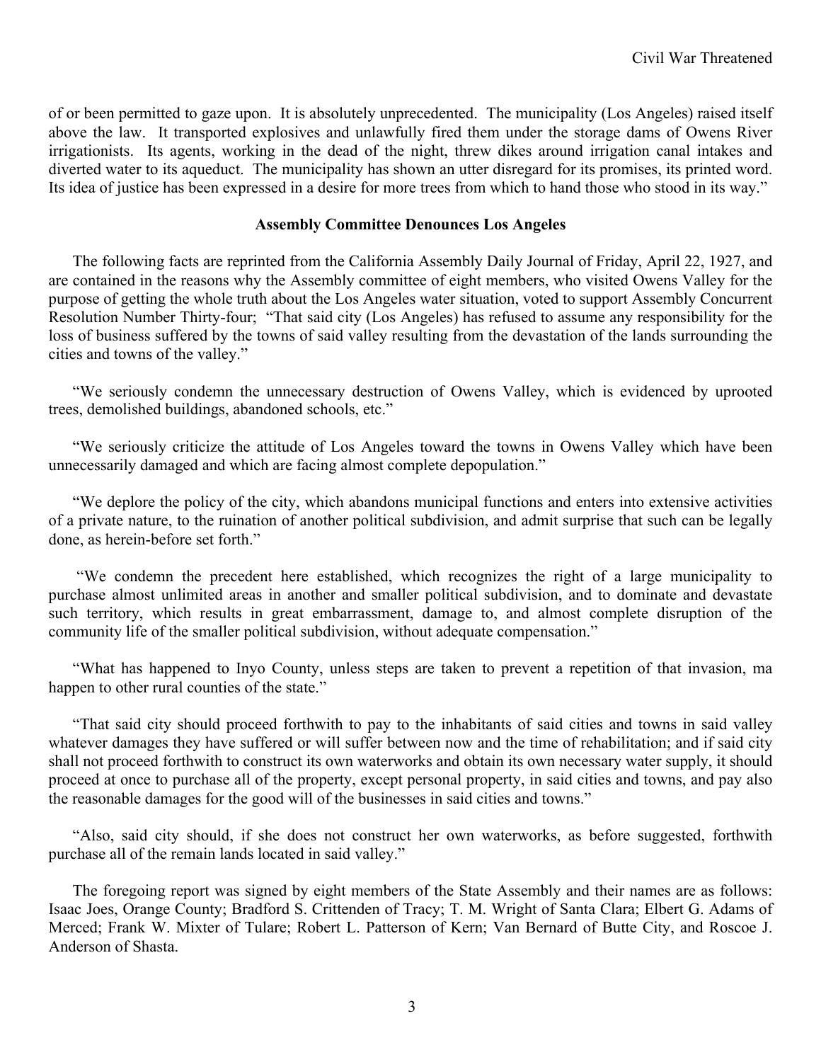of or been permitted to gaze upon. It is absolutely unprecedented. The municipality (Los Angeles) raised itself above the law. It transported explosives and unlawfully fired them under the storage dams of Owens River irrigationists. Its agents, working in the dead of the night, threw dikes around irrigation canal intakes and diverted water to its aqueduct. The municipality has shown an utter disregard for its promises, its printed word. Its idea of justice has been expressed in a desire for more trees from which to hand those who stood in its way."

**Assembly Committee Denounces Los Angeles**

The following facts are reprinted from the California Assembly Daily Journal of Friday, April 22, 1927, and are contained in the reasons why the Assembly committee of eight members, who visited Owens Valley for the purpose of getting the whole truth about the Los Angeles water situation, voted to support Assembly Concurrent Resolution Number Thirty-four; "That said city (Los Angeles) has refused to assume any responsibility for the loss of business suffered by the towns of said valley resulting from the devastation of the lands surrounding the cities and towns of the valley."

"We seriously condemn the unnecessary destruction of Owens Valley, which is evidenced by uprooted trees, demolished buildings, abandoned schools, etc."

"We seriously criticize the attitude of Los Angeles toward the towns in Owens Valley which have been unnecessarily damaged and which are facing almost complete depopulation."

"We deplore the policy of the city, which abandons municipal functions and enters into extensive activities of a private nature, to the ruination of another political subdivision, and admit surprise that such can be legally done, as herein-before set forth."

"We condemn the precedent here established, which recognizes the right of a large municipality to purchase almost unlimited areas in another and smaller political subdivision, and to dominate and devastate such territory, which results in great embarrassment, damage to, and almost complete disruption of the community life of the smaller political subdivision, without adequate compensation."

"What has happened to Inyo County, unless steps are taken to prevent a repetition of that invasion, ma happen to other rural counties of the state."

"That said city should proceed forthwith to pay to the inhabitants of said cities and towns in said valley whatever damages they have suffered or will suffer between now and the time of rehabilitation; and if said city shall not proceed forthwith to construct its own waterworks and obtain its own necessary water supply, it should proceed at once to purchase all of the property, except personal property, in said cities and towns, and pay also the reasonable damages for the good will of the businesses in said cities and towns."

"Also, said city should, if she does not construct her own waterworks, as before suggested, forthwith purchase all of the remain lands located in said valley."

The foregoing report was signed by eight members of the State Assembly and their names are as follows: Isaac Joes, Orange County; Bradford S. Crittenden of Tracy; T. M. Wright of Santa Clara; Elbert G. Adams of Merced; Frank W. Mixter of Tulare; Robert L. Patterson of Kern; Van Bernard of Butte City, and Roscoe J. Anderson of Shasta.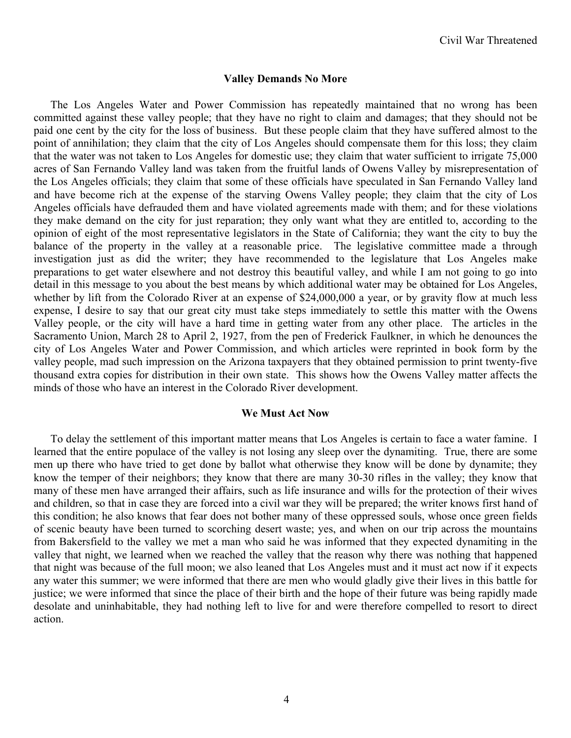### Valley Demands No More

The Los Angeles Water and Power Commission has repeatedly maintained that no wrong has been committed against these valley people; that they have no right to claim and damages; that they should not be paid one cent by the city for the loss of business. But these people claim that they have suffered almost to the point of annihilation; they claim that the city of Los Angeles should compensate them for this loss; they claim that the water was not taken to Los Angeles for domestic use; they claim that water sufficient to irrigate 75,000 acres of San Fernando Valley land was taken from the fruitful lands of Owens Valley by misrepresentation of the Los Angeles officials; they claim that some of these officials have speculated in San Fernando Valley land and have become rich at the expense of the starving Owens Valley people; they claim that the city of Los Angeles officials have defrauded them and have violated agreements made with them; and for these violations they make demand on the city for just reparation; they only want what they are entitled to, according to the opinion of eight of the most representative legislators in the State of California; they want the city to buy the balance of the property in the valley at a reasonable price. The legislative committee made a through investigation just as did the writer; they have recommended to the legislature that Los Angeles make preparations to get water elsewhere and not destroy this beautiful valley, and while I am not going to go into detail in this message to you about the best means by which additional water may be obtained for Los Angeles, whether by lift from the Colorado River at an expense of $24,000,000 a year, or by gravity flow at much less expense, I desire to say that our great city must take steps immediately to settle this matter with the Owens Valley people, or the city will have a hard time in getting water from any other place. The articles in the Sacramento Union, March 28 to April 2, 1927, from the pen of Frederick Faulkner, in which he denounces the city of Los Angeles Water and Power Commission, and which articles were reprinted in book form by the valley people, mad such impression on the Arizona taxpayers that they obtained permission to print twenty-five thousand extra copies for distribution in their own state. This shows how the Owens Valley matter affects the minds of those who have an interest in the Colorado River development.

### We Must Act Now

To delay the settlement of this important matter means that Los Angeles is certain to face a water famine. I learned that the entire populace of the valley is not losing any sleep over the dynamiting. True, there are some men up there who have tried to get done by ballot what otherwise they know will be done by dynamite; they know the temper of their neighbors; they know that there are many 30-30 rifles in the valley; they know that many of these men have arranged their affairs, such as life insurance and wills for the protection of their wives and children, so that in case they are forced into a civil war they will be prepared; the writer knows first hand of this condition; he also knows that fear does not bother many of these oppressed souls, whose once green fields of scenic beauty have been turned to scorching desert waste; yes, and when on our trip across the mountains from Bakersfield to the valley we met a man who said he was informed that they expected dynamiting in the valley that night, we learned when we reached the valley that the reason why there was nothing that happened that night was because of the full moon; we also leaned that Los Angeles must and it must act now if it expects any water this summer; we were informed that there are men who would gladly give their lives in this battle for justice; we were informed that since the place of their birth and the hope of their future was being rapidly made desolate and uninhabitable, they had nothing left to live for and were therefore compelled to resort to direct action.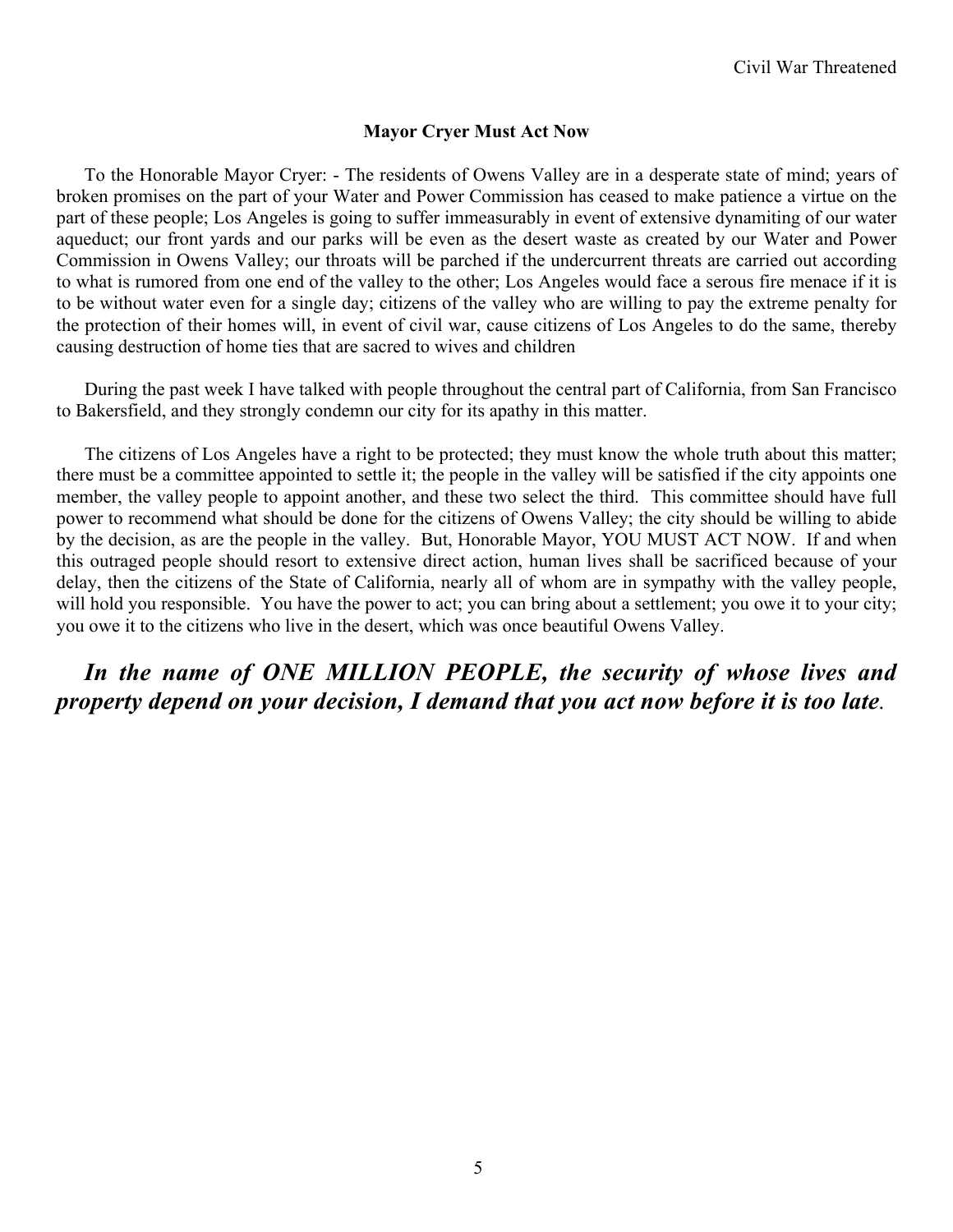**Mayor Cryer Must Act Now**

To the Honorable Mayor Cryer: - The residents of Owens Valley are in a desperate state of mind; years of broken promises on the part of your Water and Power Commission has ceased to make patience a virtue on the part of these people; Los Angeles is going to suffer immeasurably in event of extensive dynamiting of our water aqueduct; our front yards and our parks will be even as the desert waste as created by our Water and Power Commission in Owens Valley; our throats will be parched if the undercurrent threats are carried out according to what is rumored from one end of the valley to the other; Los Angeles would face a serous fire menace if it is to be without water even for a single day; citizens of the valley who are willing to pay the extreme penalty for the protection of their homes will, in event of civil war, cause citizens of Los Angeles to do the same, thereby causing destruction of home ties that are sacred to wives and children

During the past week I have talked with people throughout the central part of California, from San Francisco to Bakersfield, and they strongly condemn our city for its apathy in this matter.

The citizens of Los Angeles have a right to be protected; they must know the whole truth about this matter; there must be a committee appointed to settle it; the people in the valley will be satisfied if the city appoints one member, the valley people to appoint another, and these two select the third. This committee should have full power to recommend what should be done for the citizens of Owens Valley; the city should be willing to abide by the decision, as are the people in the valley. But, Honorable Mayor, YOU MUST ACT NOW. If and when this outraged people should resort to extensive direct action, human lives shall be sacrificed because of your delay, then the citizens of the State of California, nearly all of whom are in sympathy with the valley people, will hold you responsible. You have the power to act; you can bring about a settlement; you owe it to your city; you owe it to the citizens who live in the desert, which was once beautiful Owens Valley.

***In the name of ONE MILLION PEOPLE, the security of whose lives and property depend on your decision, I demand that you act now before it is too late.***